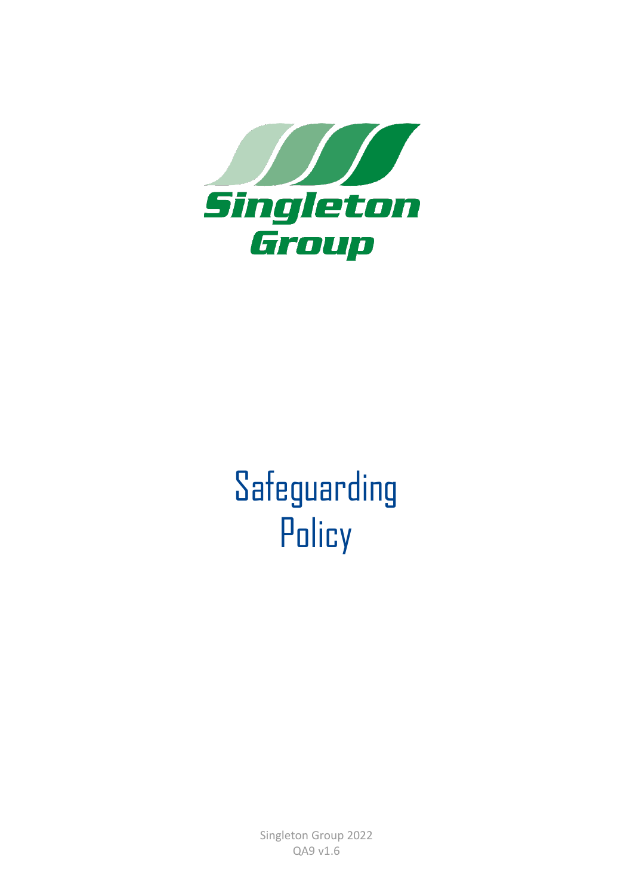Singleton Group

# Safeguarding Policy

Singleton Group 2022
QA9 v1.6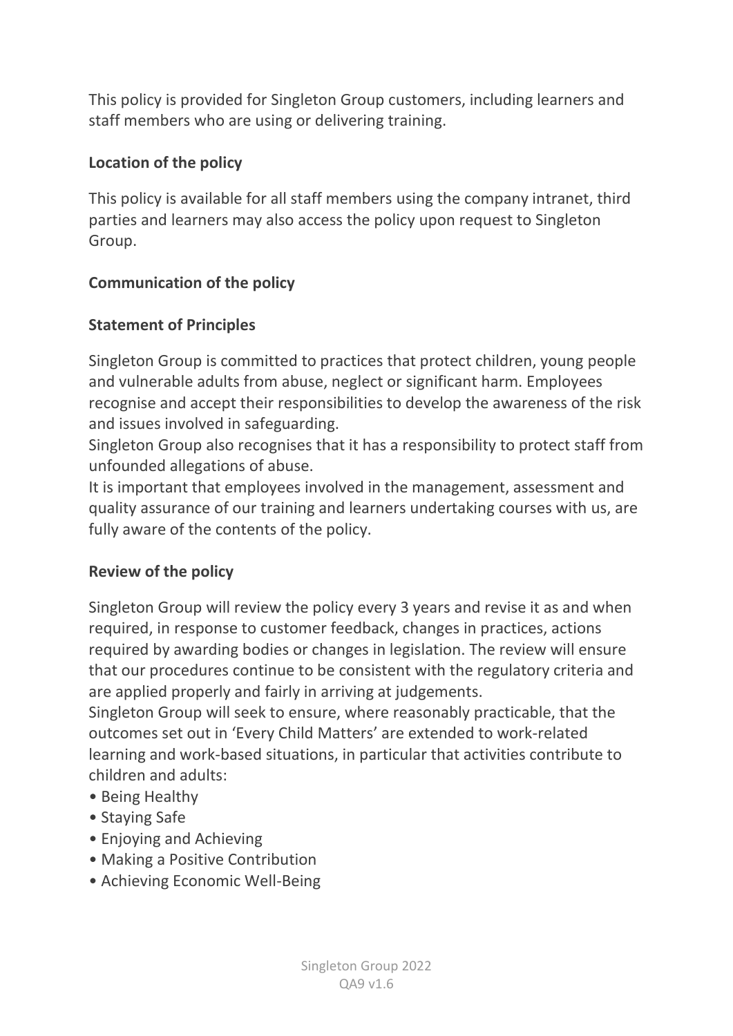This policy is provided for Singleton Group customers, including learners and staff members who are using or delivering training.

**Location of the policy**

This policy is available for all staff members using the company intranet, third parties and learners may also access the policy upon request to Singleton Group.

**Communication of the policy**

**Statement of Principles**

Singleton Group is committed to practices that protect children, young people and vulnerable adults from abuse, neglect or significant harm. Employees recognise and accept their responsibilities to develop the awareness of the risk and issues involved in safeguarding.

Singleton Group also recognises that it has a responsibility to protect staff from unfounded allegations of abuse.

It is important that employees involved in the management, assessment and quality assurance of our training and learners undertaking courses with us, are fully aware of the contents of the policy.

**Review of the policy**

Singleton Group will review the policy every 3 years and revise it as and when required, in response to customer feedback, changes in practices, actions required by awarding bodies or changes in legislation. The review will ensure that our procedures continue to be consistent with the regulatory criteria and are applied properly and fairly in arriving at judgements.

Singleton Group will seek to ensure, where reasonably practicable, that the outcomes set out in 'Every Child Matters' are extended to work-related learning and work-based situations, in particular that activities contribute to children and adults:

- Being Healthy
- Staying Safe
- Enjoying and Achieving
- Making a Positive Contribution
- Achieving Economic Well-Being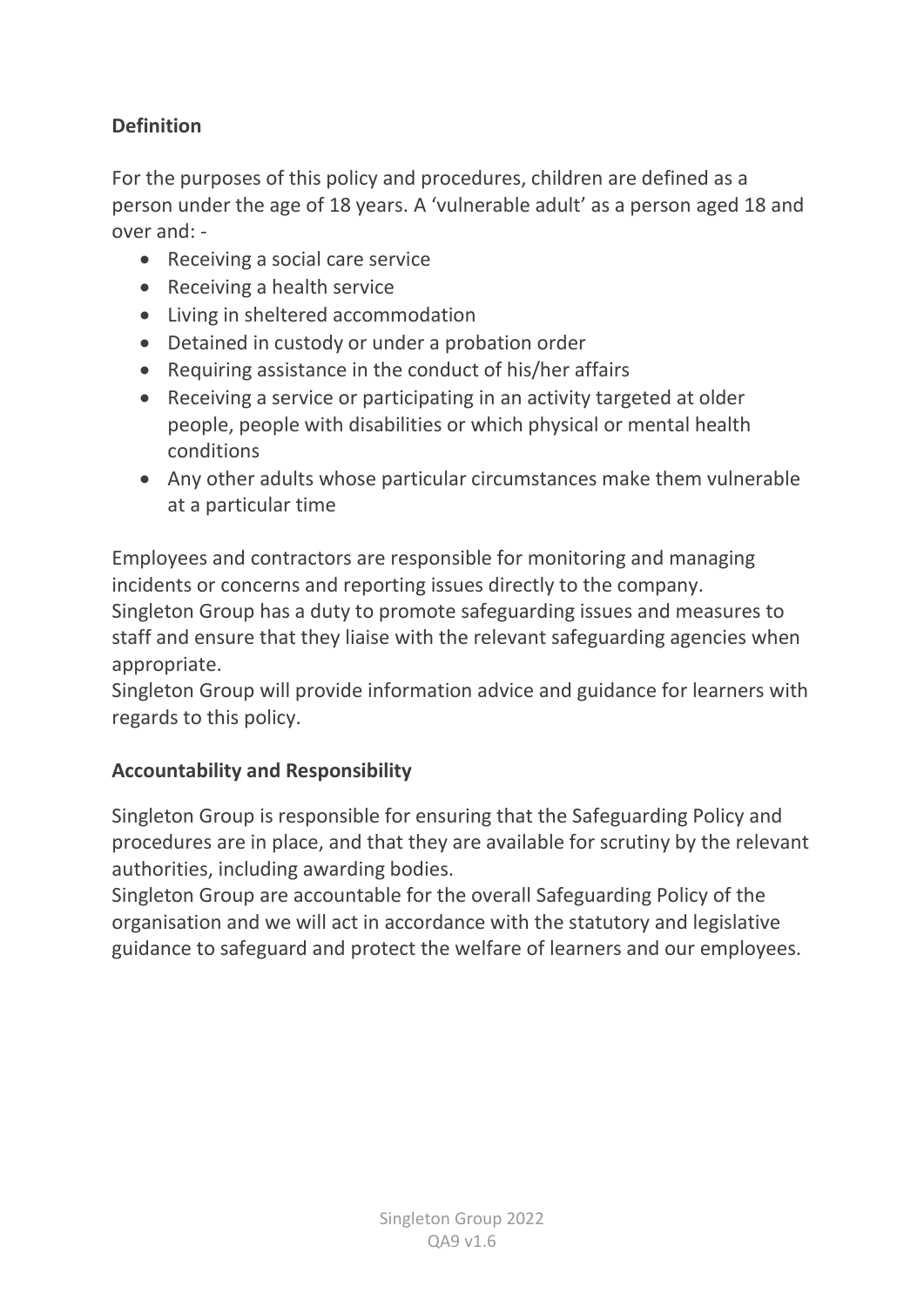**Definition**

For the purposes of this policy and procedures, children are defined as a person under the age of 18 years. A 'vulnerable adult' as a person aged 18 and over and: -

- Receiving a social care service
- Receiving a health service
- Living in sheltered accommodation
- Detained in custody or under a probation order
- Requiring assistance in the conduct of his/her affairs
- Receiving a service or participating in an activity targeted at older people, people with disabilities or which physical or mental health conditions
- Any other adults whose particular circumstances make them vulnerable at a particular time

Employees and contractors are responsible for monitoring and managing incidents or concerns and reporting issues directly to the company.
Singleton Group has a duty to promote safeguarding issues and measures to staff and ensure that they liaise with the relevant safeguarding agencies when appropriate.
Singleton Group will provide information advice and guidance for learners with regards to this policy.

**Accountability and Responsibility**

Singleton Group is responsible for ensuring that the Safeguarding Policy and procedures are in place, and that they are available for scrutiny by the relevant authorities, including awarding bodies.
Singleton Group are accountable for the overall Safeguarding Policy of the organisation and we will act in accordance with the statutory and legislative guidance to safeguard and protect the welfare of learners and our employees.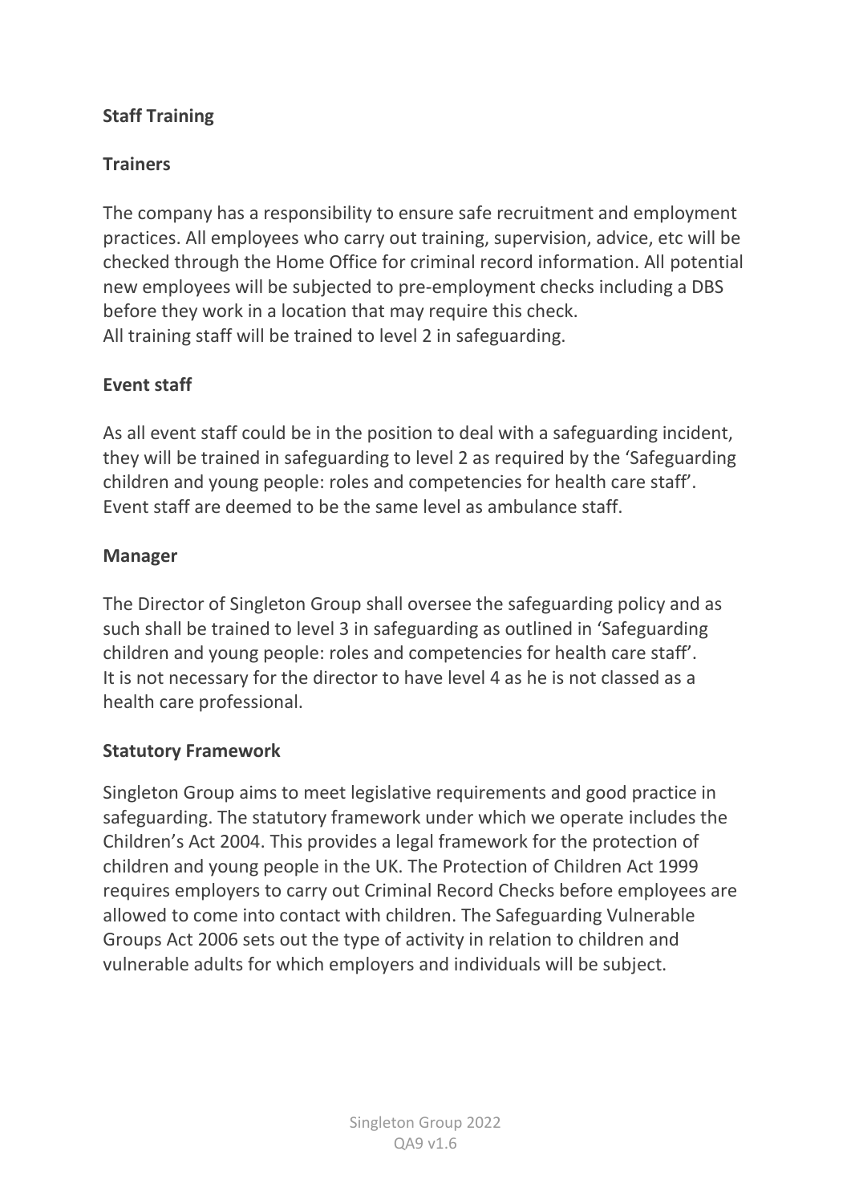**Staff Training**

**Trainers**

The company has a responsibility to ensure safe recruitment and employment practices. All employees who carry out training, supervision, advice, etc will be checked through the Home Office for criminal record information. All potential new employees will be subjected to pre-employment checks including a DBS before they work in a location that may require this check.
All training staff will be trained to level 2 in safeguarding.

**Event staff**

As all event staff could be in the position to deal with a safeguarding incident, they will be trained in safeguarding to level 2 as required by the 'Safeguarding children and young people: roles and competencies for health care staff'. Event staff are deemed to be the same level as ambulance staff.

**Manager**

The Director of Singleton Group shall oversee the safeguarding policy and as such shall be trained to level 3 in safeguarding as outlined in 'Safeguarding children and young people: roles and competencies for health care staff'. It is not necessary for the director to have level 4 as he is not classed as a health care professional.

**Statutory Framework**

Singleton Group aims to meet legislative requirements and good practice in safeguarding. The statutory framework under which we operate includes the Children's Act 2004. This provides a legal framework for the protection of children and young people in the UK. The Protection of Children Act 1999 requires employers to carry out Criminal Record Checks before employees are allowed to come into contact with children. The Safeguarding Vulnerable Groups Act 2006 sets out the type of activity in relation to children and vulnerable adults for which employers and individuals will be subject.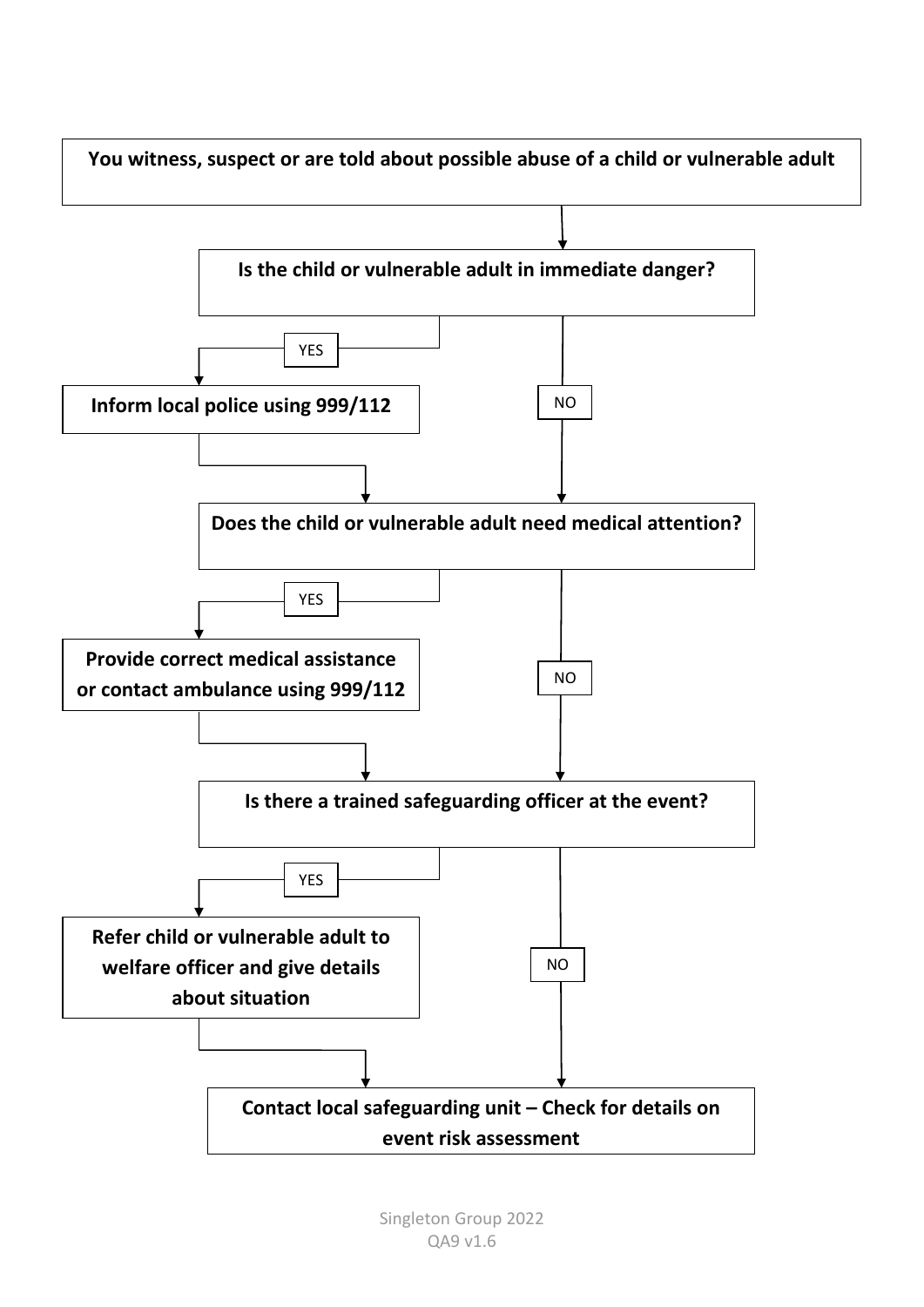**You witness, suspect or are told about possible abuse of a child or vulnerable adult**

↓

**Is the child or vulnerable adult in immediate danger?**

- YES → **Inform local police using 999/112** → go to next question
- NO → go to next question

**Does the child or vulnerable adult need medical attention?**

- YES → **Provide correct medical assistance or contact ambulance using 999/112** → go to next question
- NO → go to next question

**Is there a trained safeguarding officer at the event?**

- YES → **Refer child or vulnerable adult to welfare officer and give details about situation** → go to next step
- NO → go to next step

**Contact local safeguarding unit – Check for details on event risk assessment**

Singleton Group 2022
QA9 v1.6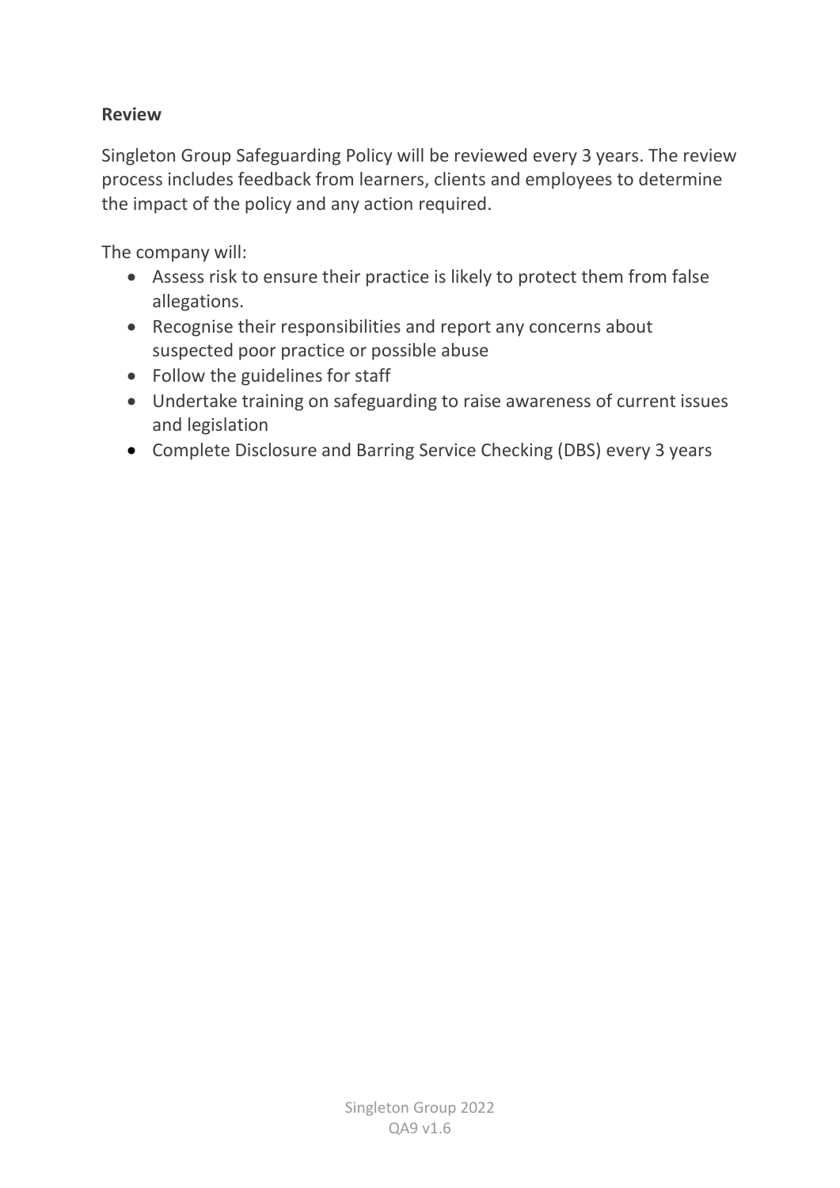**Review**

Singleton Group Safeguarding Policy will be reviewed every 3 years. The review process includes feedback from learners, clients and employees to determine the impact of the policy and any action required.

The company will:

- Assess risk to ensure their practice is likely to protect them from false allegations.
- Recognise their responsibilities and report any concerns about suspected poor practice or possible abuse
- Follow the guidelines for staff
- Undertake training on safeguarding to raise awareness of current issues and legislation
- Complete Disclosure and Barring Service Checking (DBS) every 3 years